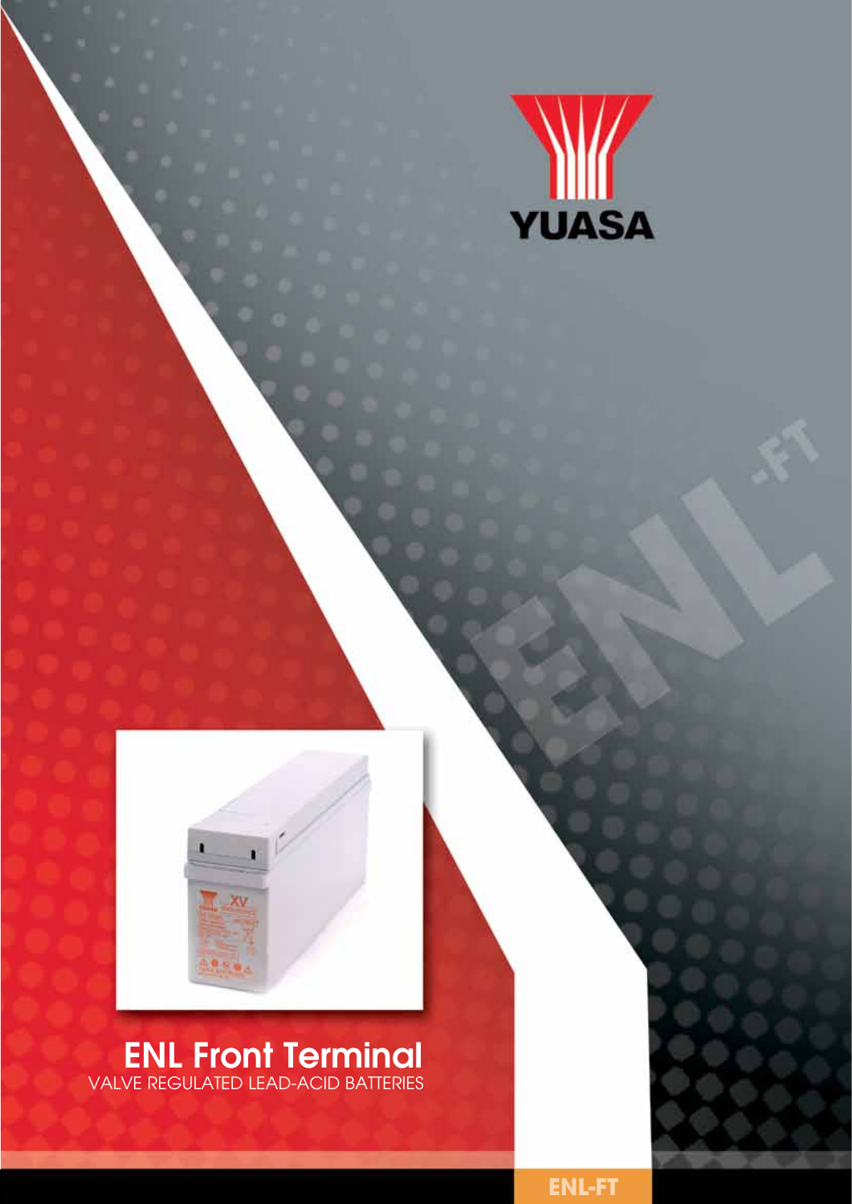YUASA

# ENL Front Terminal

VALVE REGULATED LEAD-ACID BATTERIES

ENL-FT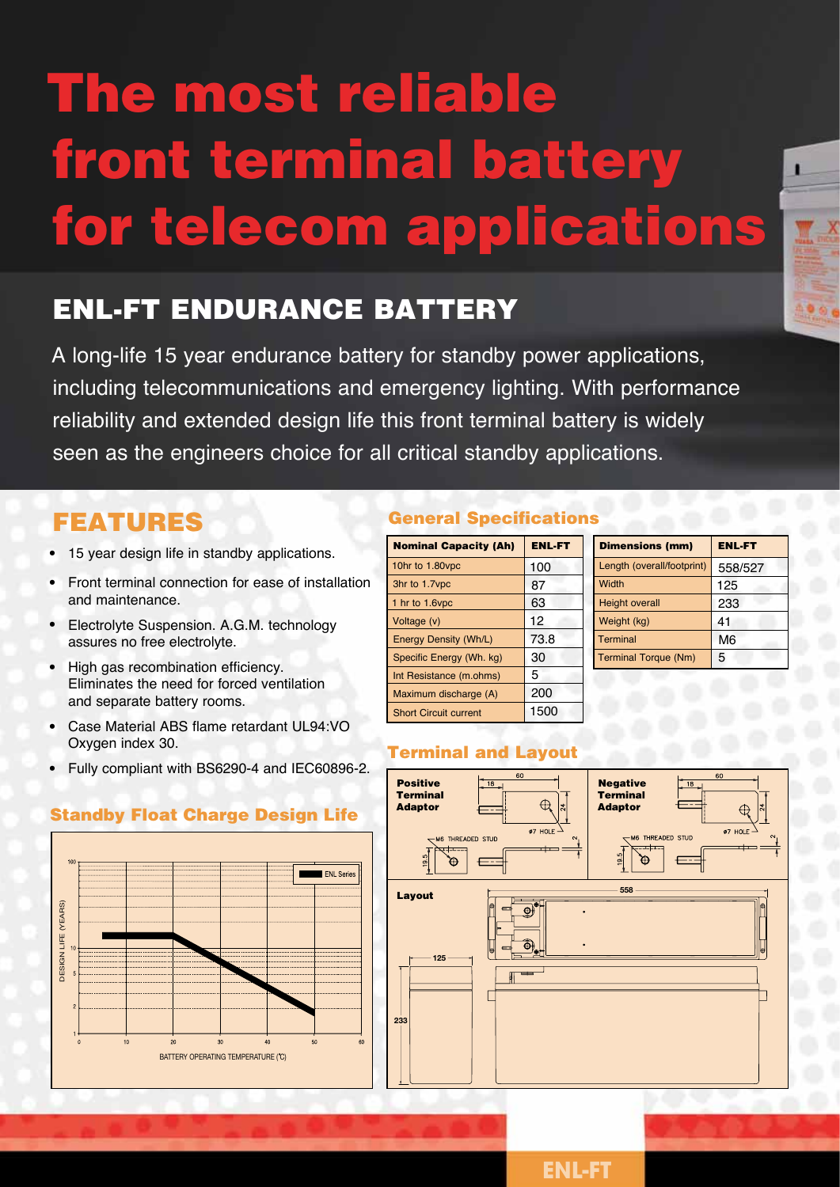# The most reliable front terminal battery for telecom applications

## ENL-FT ENDURANCE BATTERY

A long-life 15 year endurance battery for standby power applications, including telecommunications and emergency lighting. With performance reliability and extended design life this front terminal battery is widely seen as the engineers choice for all critical standby applications.

## FEATURES

- 15 year design life in standby applications.
- Front terminal connection for ease of installation and maintenance.
- Electrolyte Suspension. A.G.M. technology assures no free electrolyte.
- High gas recombination efficiency. Eliminates the need for forced ventilation and separate battery rooms.
- Case Material ABS flame retardant UL94:VO Oxygen index 30.
- Fully compliant with BS6290-4 and IEC60896-2.

### Standby Float Charge Design Life

### General Specifications

| Nominal Capacity (Ah) | ENL-FT |
|---|---|
| 10hr to 1.80vpc | 100 |
| 3hr to 1.7vpc | 87 |
| 1 hr to 1.6vpc | 63 |
| Voltage (v) | 12 |
| Energy Density (Wh/L) | 73.8 |
| Specific Energy (Wh. kg) | 30 |
| Int Resistance (m.ohms) | 5 |
| Maximum discharge (A) | 200 |
| Short Circuit current | 1500 |

| Dimensions (mm) | ENL-FT |
|---|---|
| Length (overall/footprint) | 558/527 |
| Width | 125 |
| Height overall | 233 |
| Weight (kg) | 41 |
| Terminal | M6 |
| Terminal Torque (Nm) | 5 |

### Terminal and Layout

ENL-FT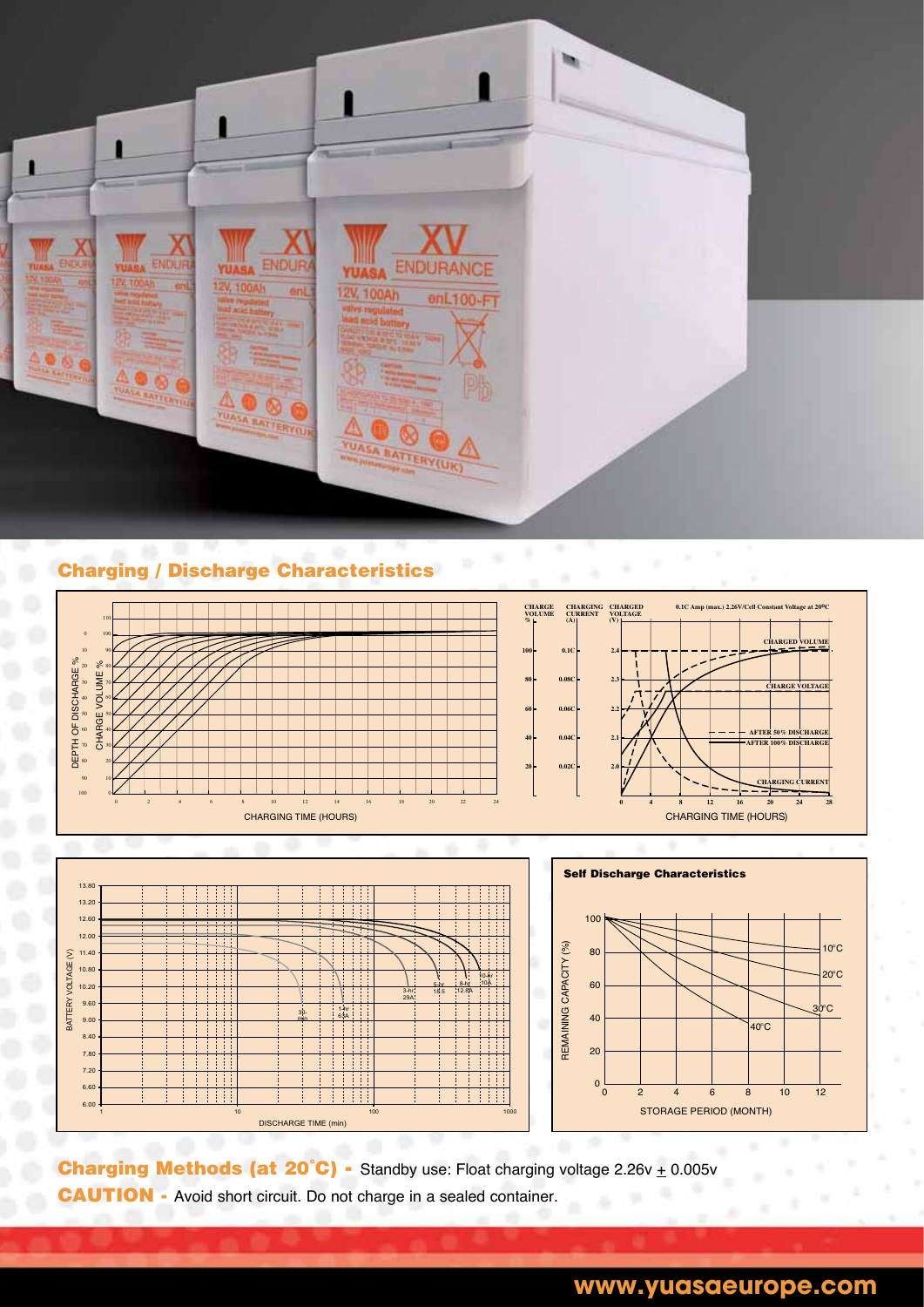## Charging / Discharge Characteristics

DEPTH OF DISCHARGE %

CHARGE VOLUME %

CHARGING TIME (HOURS)

CHARGE VOLUME % | CHARGING CURRENT (A) | CHARGED VOLTAGE (V)

0.1C Amp (max.) 2.26V/Cell Constant Voltage at 20ºC

CHARGED VOLUME

CHARGE VOLTAGE

AFTER 50% DISCHARGE

AFTER 100% DISCHARGE

CHARGING CURRENT

CHARGING TIME (HOURS)

BATTERY VOLTAGE (V)

DISCHARGE TIME (min)

### Self Discharge Characteristics

REMAINING CAPACITY (%)

STORAGE PERIOD (MONTH)

**Charging Methods (at 20˚C) -** Standby use: Float charging voltage 2.26v ± 0.005v

**CAUTION -** Avoid short circuit. Do not charge in a sealed container.

www.yuasaeurope.com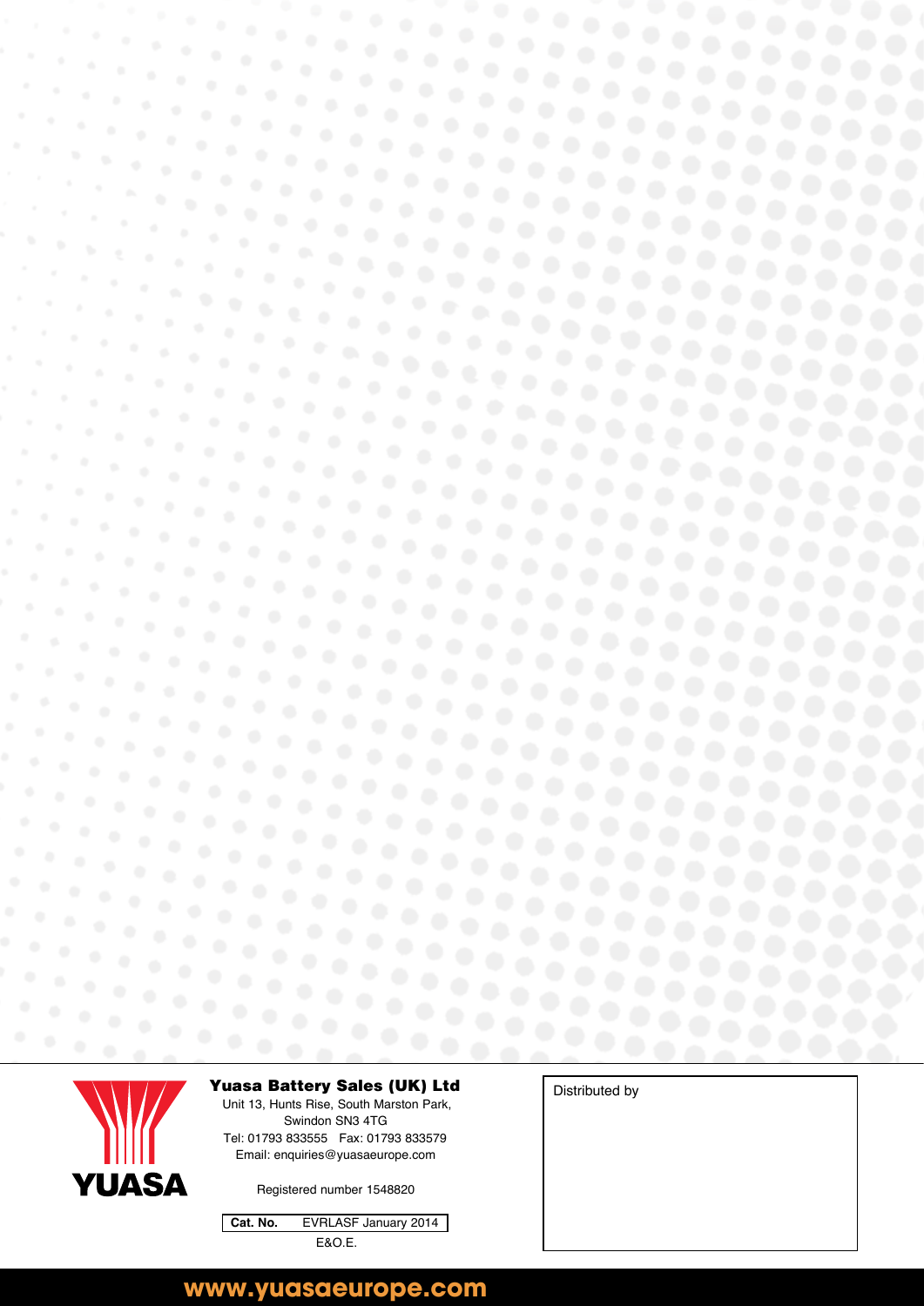YUASA

**Yuasa Battery Sales (UK) Ltd**

Unit 13, Hunts Rise, South Marston Park,
Swindon SN3 4TG
Tel: 01793 833555 Fax: 01793 833579
Email: enquiries@yuasaeurope.com

Registered number 1548820

**Cat. No.** EVRLASF January 2014

E&O.E.

Distributed by

**www.yuasaeurope.com**